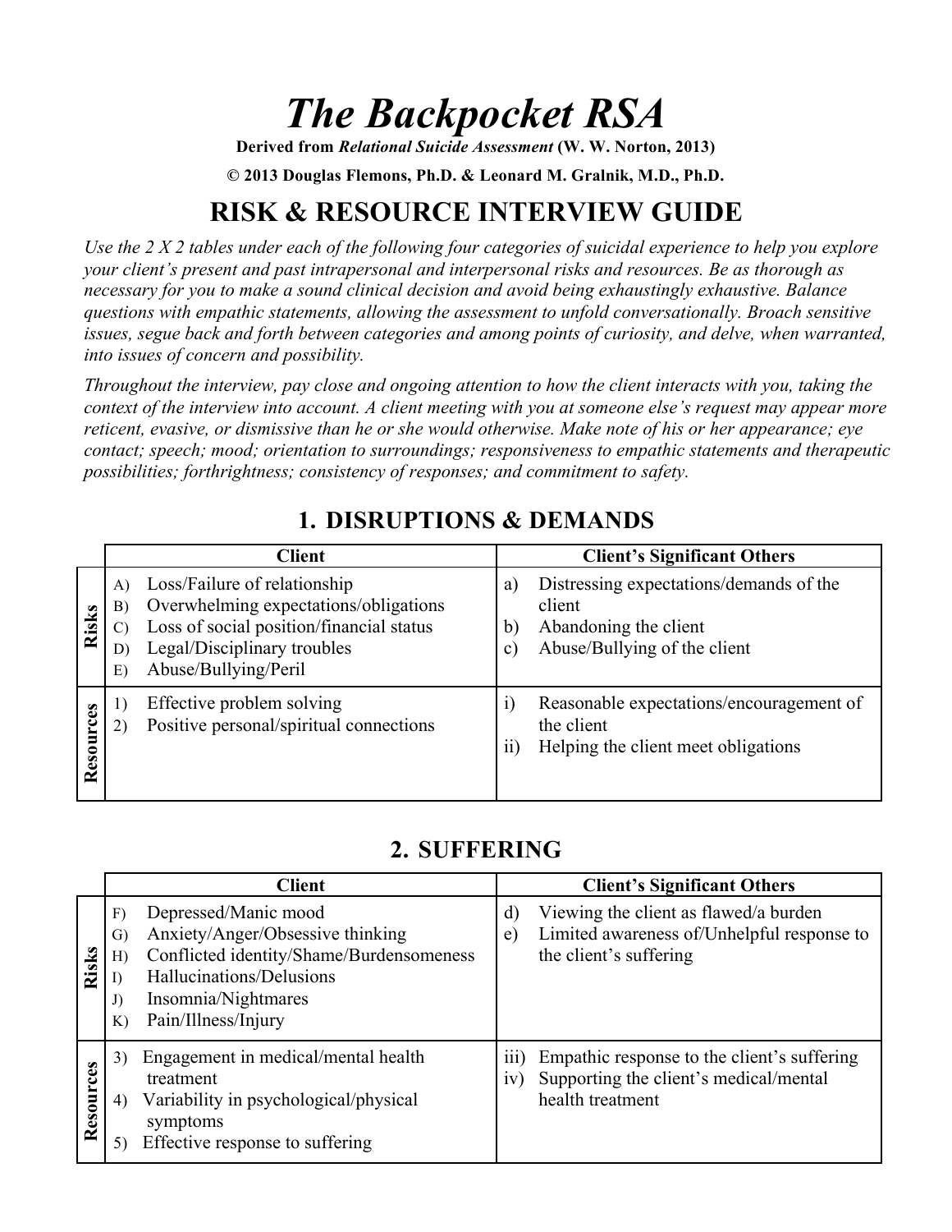# *The Backpocket RSA*

**Derived from *Relational Suicide Assessment* (W. W. Norton, 2013)**

**© 2013 Douglas Flemons, Ph.D. & Leonard M. Gralnik, M.D., Ph.D.**

## RISK & RESOURCE INTERVIEW GUIDE

*Use the 2 X 2 tables under each of the following four categories of suicidal experience to help you explore your client's present and past intrapersonal and interpersonal risks and resources. Be as thorough as necessary for you to make a sound clinical decision and avoid being exhaustingly exhaustive. Balance questions with empathic statements, allowing the assessment to unfold conversationally. Broach sensitive issues, segue back and forth between categories and among points of curiosity, and delve, when warranted, into issues of concern and possibility.*

*Throughout the interview, pay close and ongoing attention to how the client interacts with you, taking the context of the interview into account. A client meeting with you at someone else's request may appear more reticent, evasive, or dismissive than he or she would otherwise. Make note of his or her appearance; eye contact; speech; mood; orientation to surroundings; responsiveness to empathic statements and therapeutic possibilities; forthrightness; consistency of responses; and commitment to safety.*

## 1. DISRUPTIONS & DEMANDS

| | Client | Client's Significant Others |
|---|---|---|
| **Risks** | A) Loss/Failure of relationship<br>B) Overwhelming expectations/obligations<br>C) Loss of social position/financial status<br>D) Legal/Disciplinary troubles<br>E) Abuse/Bullying/Peril | a) Distressing expectations/demands of the client<br>b) Abandoning the client<br>c) Abuse/Bullying of the client |
| **Resources** | 1) Effective problem solving<br>2) Positive personal/spiritual connections | i) Reasonable expectations/encouragement of the client<br>ii) Helping the client meet obligations |

## 2. SUFFERING

| | Client | Client's Significant Others |
|---|---|---|
| **Risks** | F) Depressed/Manic mood<br>G) Anxiety/Anger/Obsessive thinking<br>H) Conflicted identity/Shame/Burdensomeness<br>I) Hallucinations/Delusions<br>J) Insomnia/Nightmares<br>K) Pain/Illness/Injury | d) Viewing the client as flawed/a burden<br>e) Limited awareness of/Unhelpful response to the client's suffering |
| **Resources** | 3) Engagement in medical/mental health treatment<br>4) Variability in psychological/physical symptoms<br>5) Effective response to suffering | iii) Empathic response to the client's suffering<br>iv) Supporting the client's medical/mental health treatment |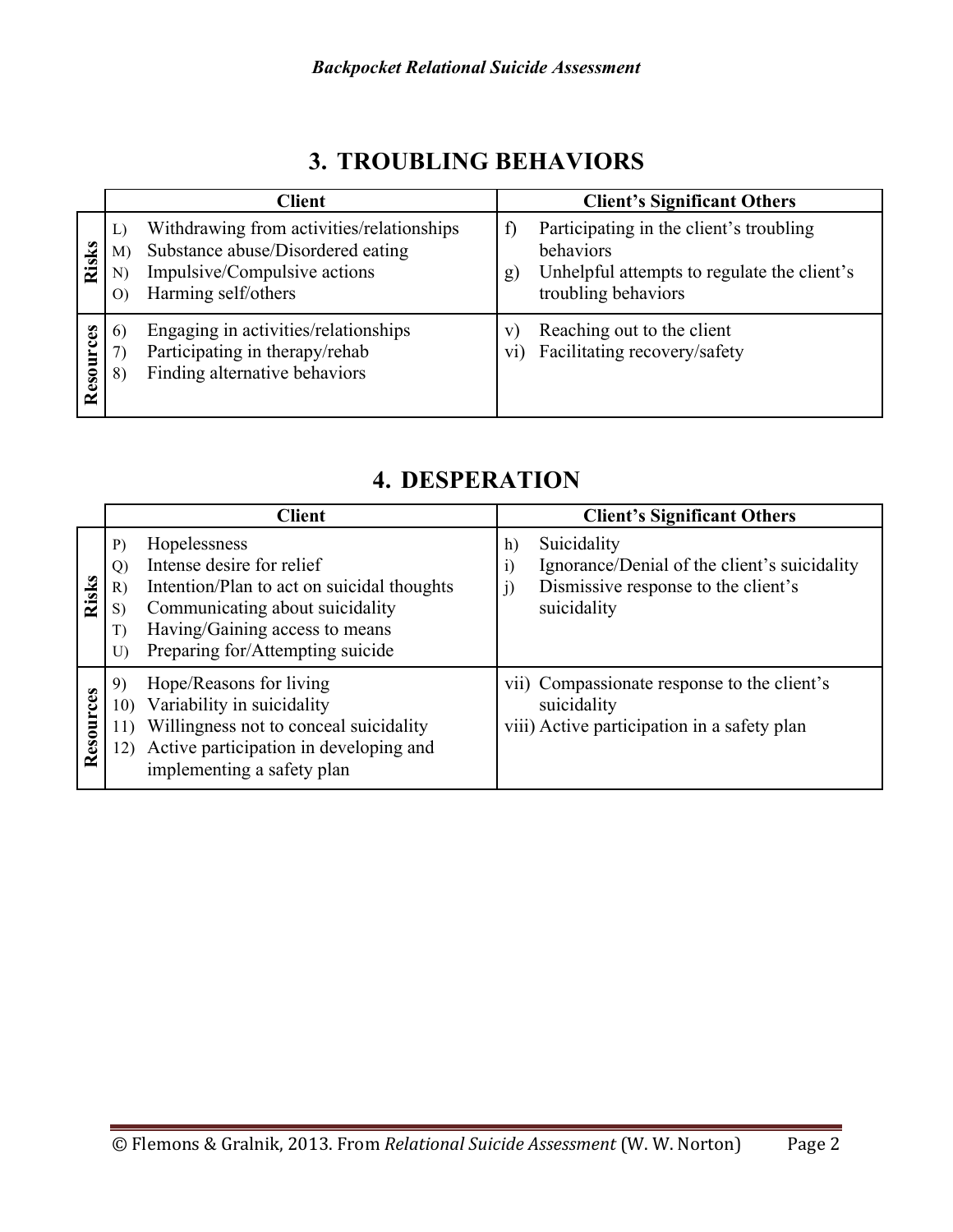## 3. TROUBLING BEHAVIORS

| | Client | Client's Significant Others |
|---|---|---|
| **Risks** | L) Withdrawing from activities/relationships<br>M) Substance abuse/Disordered eating<br>N) Impulsive/Compulsive actions<br>O) Harming self/others | f) Participating in the client's troubling behaviors<br>g) Unhelpful attempts to regulate the client's troubling behaviors |
| **Resources** | 6) Engaging in activities/relationships<br>7) Participating in therapy/rehab<br>8) Finding alternative behaviors | v) Reaching out to the client<br>vi) Facilitating recovery/safety |

## 4. DESPERATION

| | Client | Client's Significant Others |
|---|---|---|
| **Risks** | P) Hopelessness<br>Q) Intense desire for relief<br>R) Intention/Plan to act on suicidal thoughts<br>S) Communicating about suicidality<br>T) Having/Gaining access to means<br>U) Preparing for/Attempting suicide | h) Suicidality<br>i) Ignorance/Denial of the client's suicidality<br>j) Dismissive response to the client's suicidality |
| **Resources** | 9) Hope/Reasons for living<br>10) Variability in suicidality<br>11) Willingness not to conceal suicidality<br>12) Active participation in developing and implementing a safety plan | vii) Compassionate response to the client's suicidality<br>viii) Active participation in a safety plan |

© Flemons & Gralnik, 2013. From *Relational Suicide Assessment* (W. W. Norton)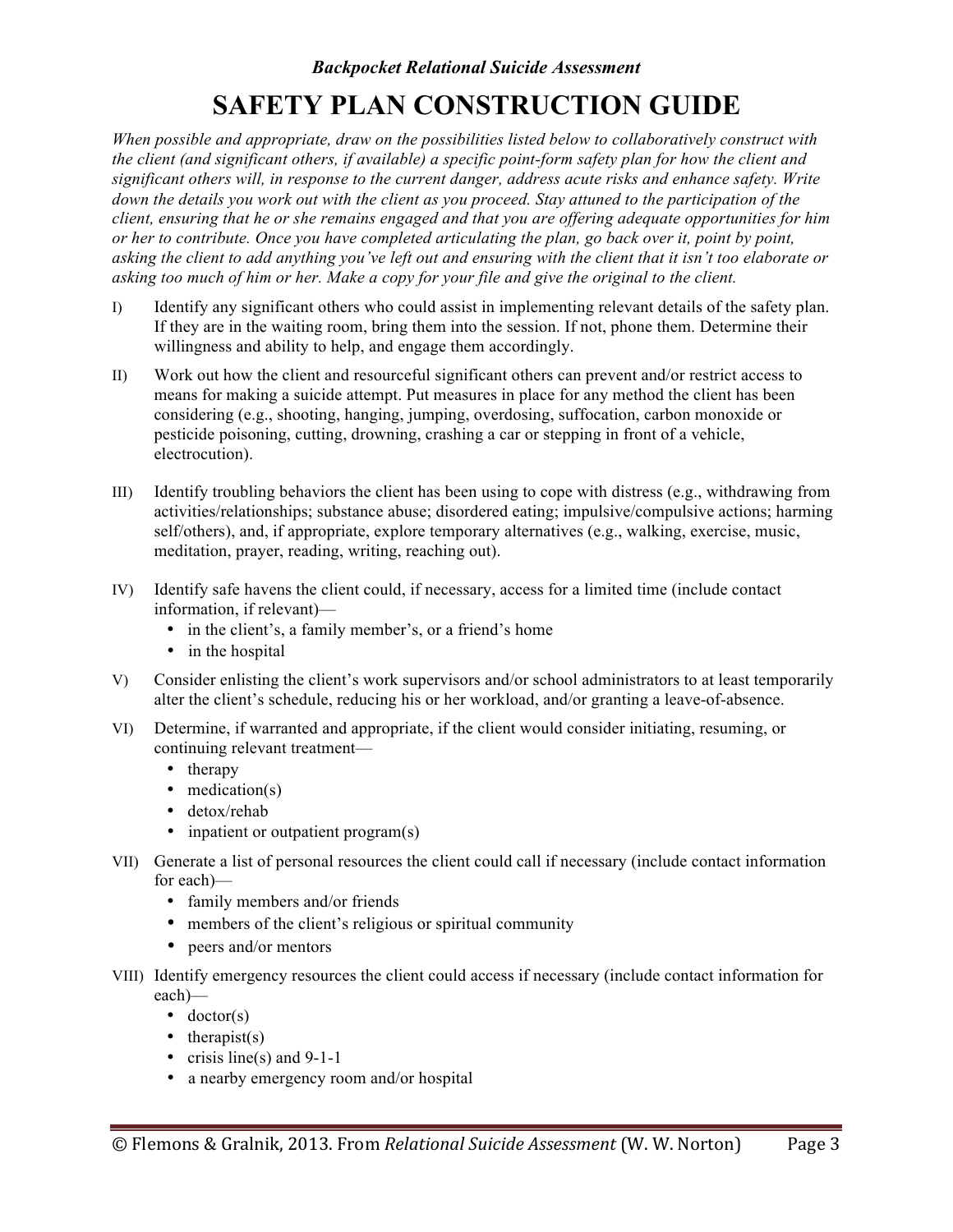*Backpocket Relational Suicide Assessment*

# SAFETY PLAN CONSTRUCTION GUIDE

*When possible and appropriate, draw on the possibilities listed below to collaboratively construct with the client (and significant others, if available) a specific point-form safety plan for how the client and significant others will, in response to the current danger, address acute risks and enhance safety. Write down the details you work out with the client as you proceed. Stay attuned to the participation of the client, ensuring that he or she remains engaged and that you are offering adequate opportunities for him or her to contribute. Once you have completed articulating the plan, go back over it, point by point, asking the client to add anything you've left out and ensuring with the client that it isn't too elaborate or asking too much of him or her. Make a copy for your file and give the original to the client.*

I) Identify any significant others who could assist in implementing relevant details of the safety plan. If they are in the waiting room, bring them into the session. If not, phone them. Determine their willingness and ability to help, and engage them accordingly.

II) Work out how the client and resourceful significant others can prevent and/or restrict access to means for making a suicide attempt. Put measures in place for any method the client has been considering (e.g., shooting, hanging, jumping, overdosing, suffocation, carbon monoxide or pesticide poisoning, cutting, drowning, crashing a car or stepping in front of a vehicle, electrocution).

III) Identify troubling behaviors the client has been using to cope with distress (e.g., withdrawing from activities/relationships; substance abuse; disordered eating; impulsive/compulsive actions; harming self/others), and, if appropriate, explore temporary alternatives (e.g., walking, exercise, music, meditation, prayer, reading, writing, reaching out).

IV) Identify safe havens the client could, if necessary, access for a limited time (include contact information, if relevant)—
- in the client's, a family member's, or a friend's home
- in the hospital

V) Consider enlisting the client's work supervisors and/or school administrators to at least temporarily alter the client's schedule, reducing his or her workload, and/or granting a leave-of-absence.

VI) Determine, if warranted and appropriate, if the client would consider initiating, resuming, or continuing relevant treatment—
- therapy
- medication(s)
- detox/rehab
- inpatient or outpatient program(s)

VII) Generate a list of personal resources the client could call if necessary (include contact information for each)—
- family members and/or friends
- members of the client's religious or spiritual community
- peers and/or mentors

VIII) Identify emergency resources the client could access if necessary (include contact information for each)—
- doctor(s)
- therapist(s)
- crisis line(s) and 9-1-1
- a nearby emergency room and/or hospital

© Flemons & Gralnik, 2013. From *Relational Suicide Assessment* (W. W. Norton)